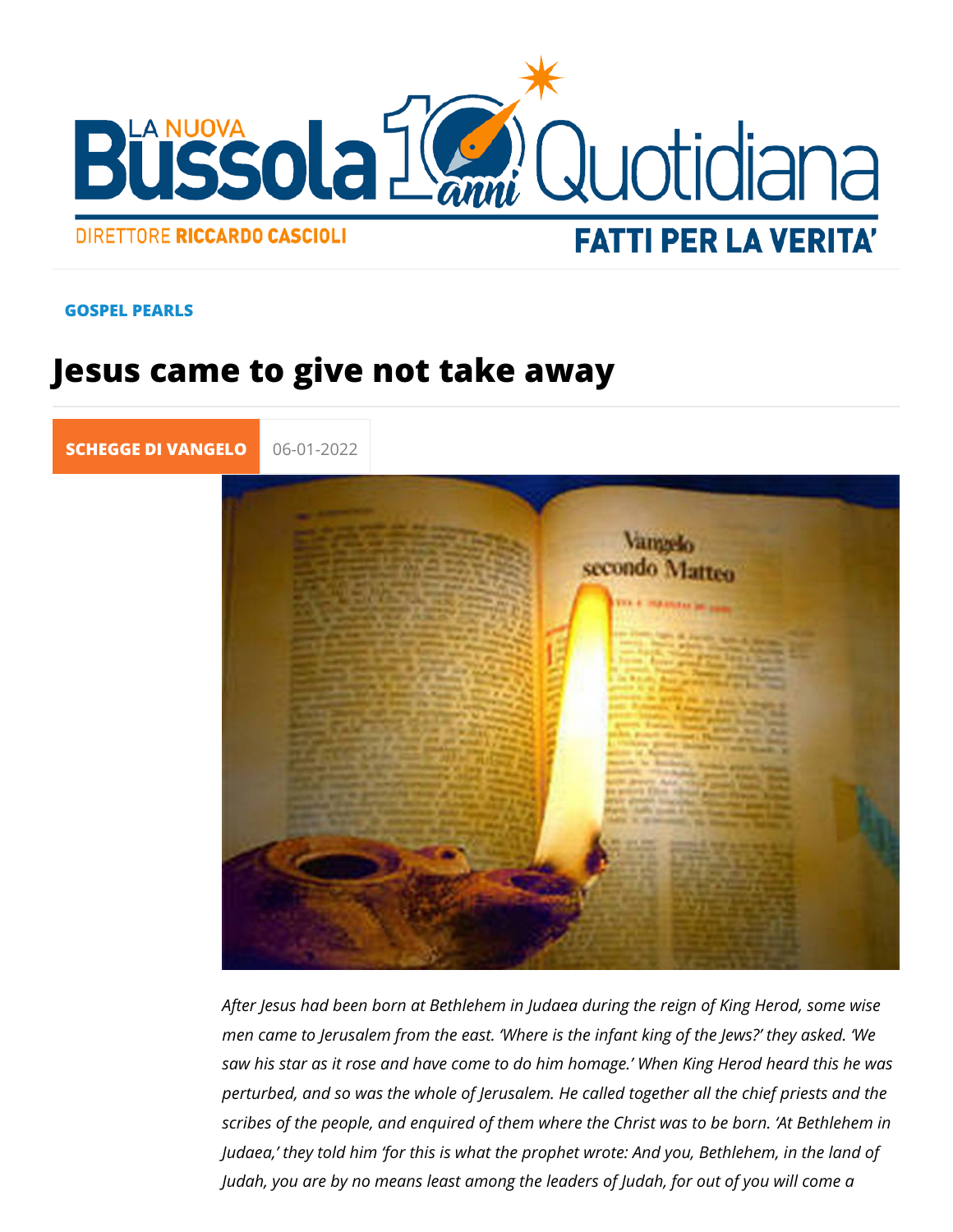GOSPEL PEARLS

# Jesus came to give not take away

SCHEGGE DI VANGELO 06-01-2022

*After Jesus had been born at Bethlehem in Judaea during the reign of King Herod, some wise men came to Jerusalem from the east. 'Where is the infant king of the Jews?' they asked. 'We saw his star as it rose and have come to do him homage.' When King Herod heard this he was perturbed, and so was the whole of Jerusalem. He called together all the chief priests and the scribes of the people, and enquired of them where the Christ was to be born. 'At Bethlehem in Judaea,' they told him 'for this is what the prophet wrote: And you, Bethlehem, in the land of Judah, you are by no means least among the leaders of Judah, for out of you will come a*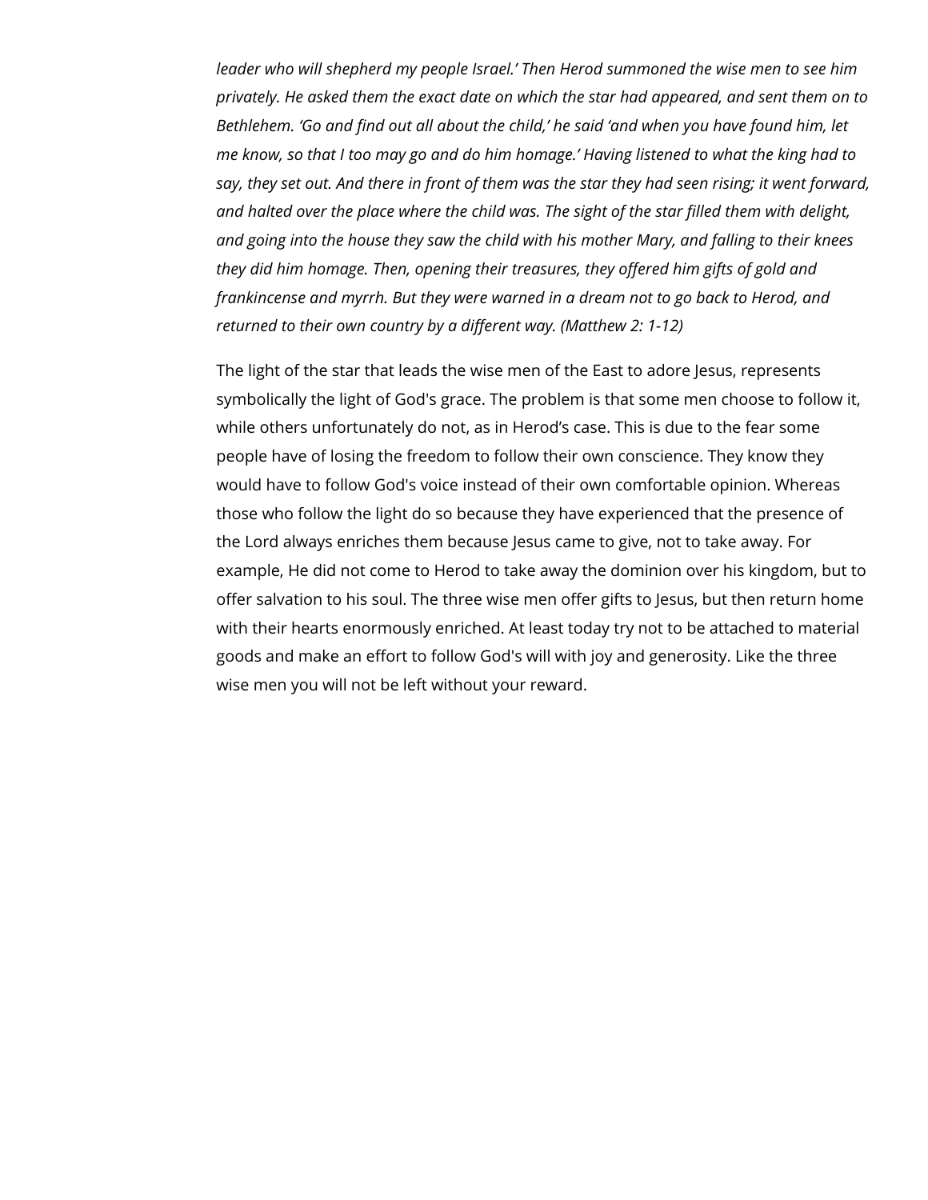*leader who will shepherd my people Israel.' Then Herod summoned the wise men to see him privately. He asked them the exact date on which the star had appeared, and sent them on to Bethlehem. 'Go and find out all about the child,' he said 'and when you have found him, let me know, so that I too may go and do him homage.' Having listened to what the king had to say, they set out. And there in front of them was the star they had seen rising; it went forward, and halted over the place where the child was. The sight of the star filled them with delight, and going into the house they saw the child with his mother Mary, and falling to their knees they did him homage. Then, opening their treasures, they offered him gifts of gold and frankincense and myrrh. But they were warned in a dream not to go back to Herod, and returned to their own country by a different way. (Matthew 2: 1-12)*

The light of the star that leads the wise men of the East to adore Jesus, represents symbolically the light of God's grace. The problem is that some men choose to follow it, while others unfortunately do not, as in Herod's case. This is due to the fear some people have of losing the freedom to follow their own conscience. They know they would have to follow God's voice instead of their own comfortable opinion. Whereas those who follow the light do so because they have experienced that the presence of the Lord always enriches them because Jesus came to give, not to take away. For example, He did not come to Herod to take away the dominion over his kingdom, but to offer salvation to his soul. The three wise men offer gifts to Jesus, but then return home with their hearts enormously enriched. At least today try not to be attached to material goods and make an effort to follow God's will with joy and generosity. Like the three wise men you will not be left without your reward.